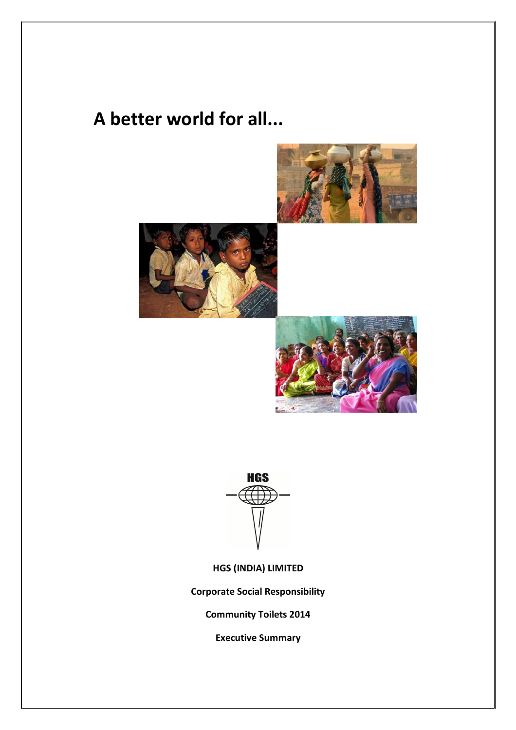# A better world for all...

HGS

**HGS (INDIA) LIMITED**

**Corporate Social Responsibility**

**Community Toilets 2014**

**Executive Summary**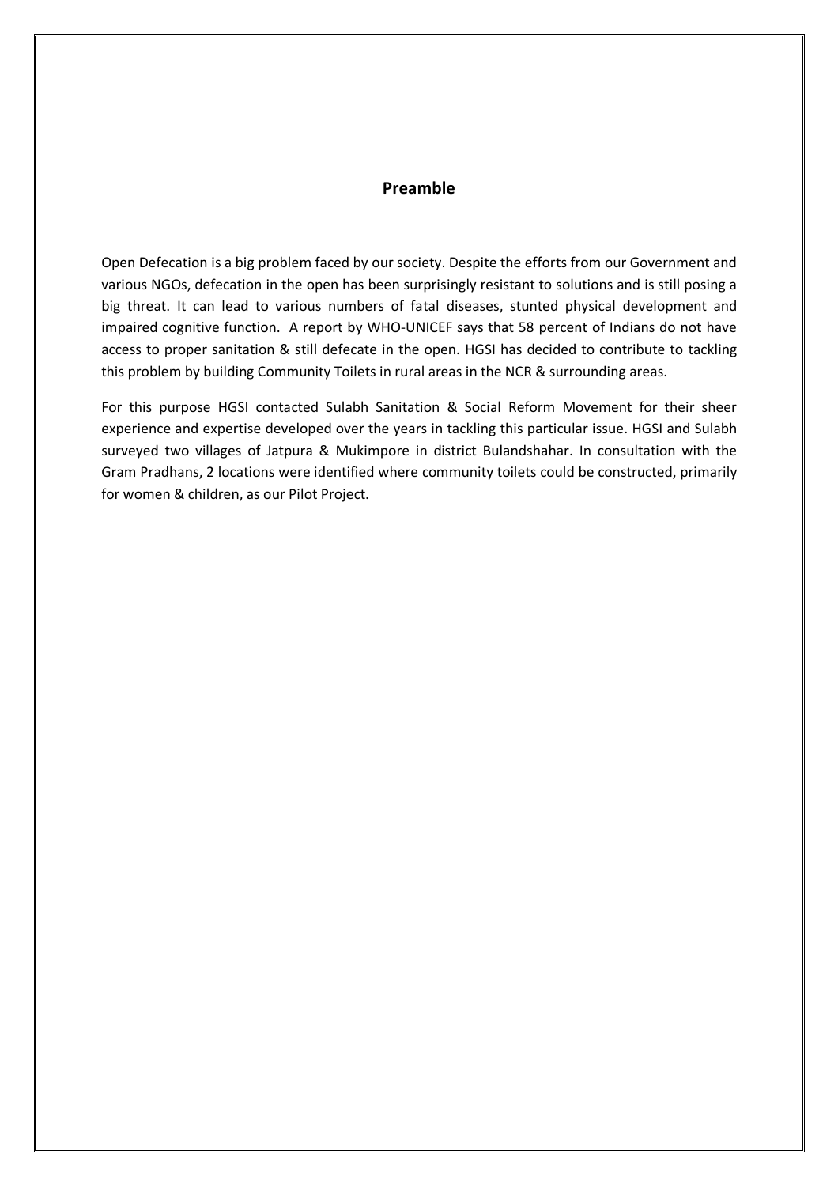## Preamble

Open Defecation is a big problem faced by our society. Despite the efforts from our Government and various NGOs, defecation in the open has been surprisingly resistant to solutions and is still posing a big threat. It can lead to various numbers of fatal diseases, stunted physical development and impaired cognitive function. A report by WHO-UNICEF says that 58 percent of Indians do not have access to proper sanitation & still defecate in the open. HGSI has decided to contribute to tackling this problem by building Community Toilets in rural areas in the NCR & surrounding areas.

For this purpose HGSI contacted Sulabh Sanitation & Social Reform Movement for their sheer experience and expertise developed over the years in tackling this particular issue. HGSI and Sulabh surveyed two villages of Jatpura & Mukimpore in district Bulandshahar. In consultation with the Gram Pradhans, 2 locations were identified where community toilets could be constructed, primarily for women & children, as our Pilot Project.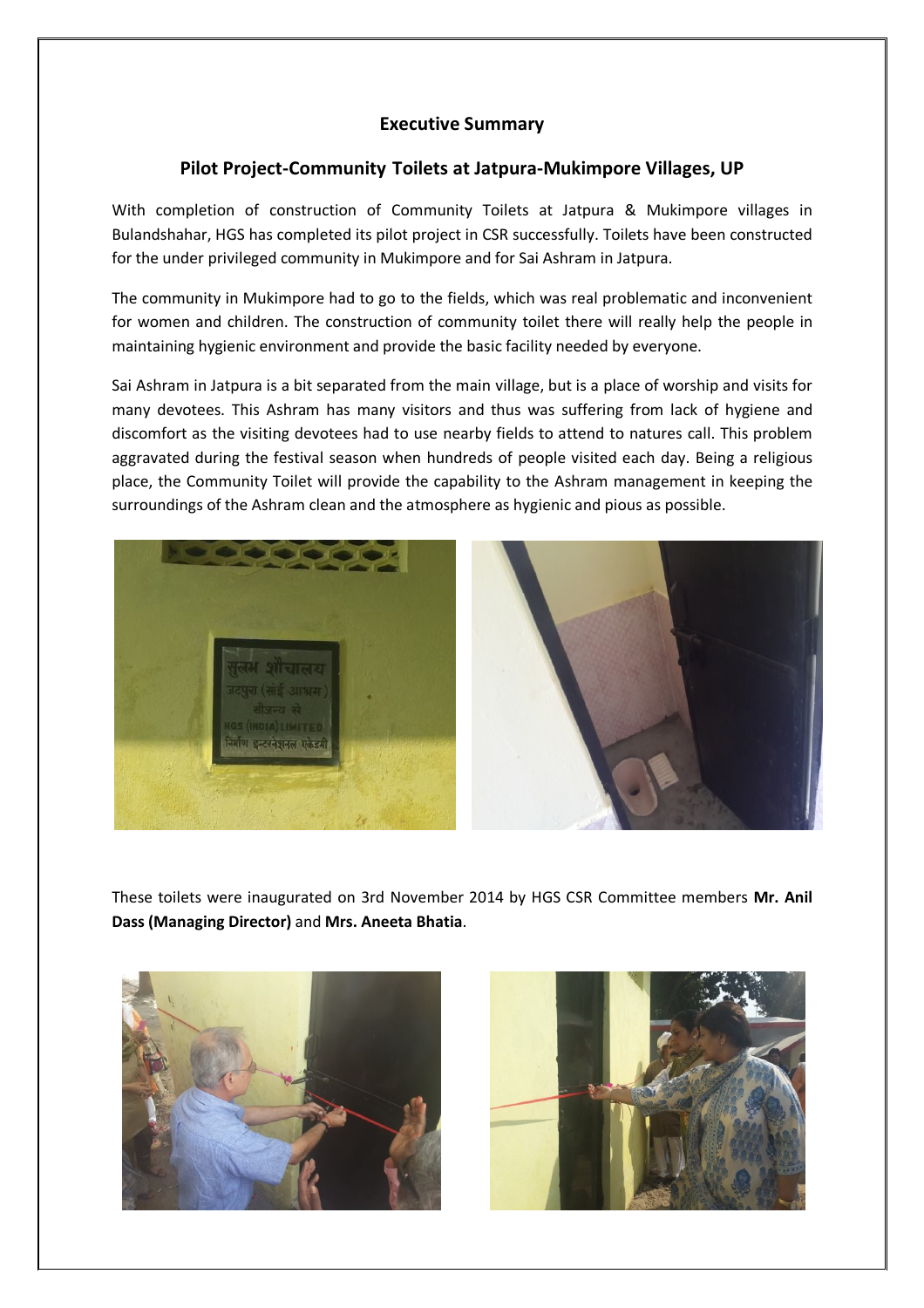## Executive Summary

## Pilot Project-Community Toilets at Jatpura-Mukimpore Villages, UP

With completion of construction of Community Toilets at Jatpura & Mukimpore villages in Bulandshahar, HGS has completed its pilot project in CSR successfully. Toilets have been constructed for the under privileged community in Mukimpore and for Sai Ashram in Jatpura.

The community in Mukimpore had to go to the fields, which was real problematic and inconvenient for women and children. The construction of community toilet there will really help the people in maintaining hygienic environment and provide the basic facility needed by everyone.

Sai Ashram in Jatpura is a bit separated from the main village, but is a place of worship and visits for many devotees. This Ashram has many visitors and thus was suffering from lack of hygiene and discomfort as the visiting devotees had to use nearby fields to attend to natures call. This problem aggravated during the festival season when hundreds of people visited each day. Being a religious place, the Community Toilet will provide the capability to the Ashram management in keeping the surroundings of the Ashram clean and the atmosphere as hygienic and pious as possible.

These toilets were inaugurated on 3rd November 2014 by HGS CSR Committee members **Mr. Anil Dass (Managing Director)** and **Mrs. Aneeta Bhatia**.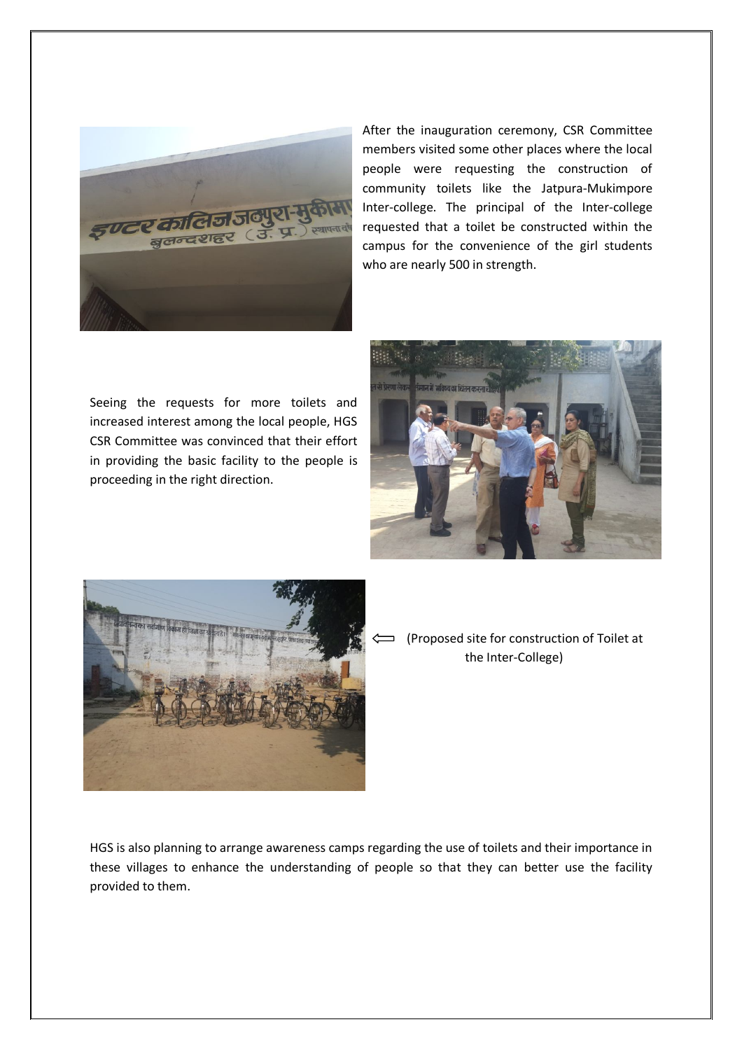After the inauguration ceremony, CSR Committee members visited some other places where the local people were requesting the construction of community toilets like the Jatpura-Mukimpore Inter-college. The principal of the Inter-college requested that a toilet be constructed within the campus for the convenience of the girl students who are nearly 500 in strength.

Seeing the requests for more toilets and increased interest among the local people, HGS CSR Committee was convinced that their effort in providing the basic facility to the people is proceeding in the right direction.

⇦ (Proposed site for construction of Toilet at the Inter-College)

HGS is also planning to arrange awareness camps regarding the use of toilets and their importance in these villages to enhance the understanding of people so that they can better use the facility provided to them.